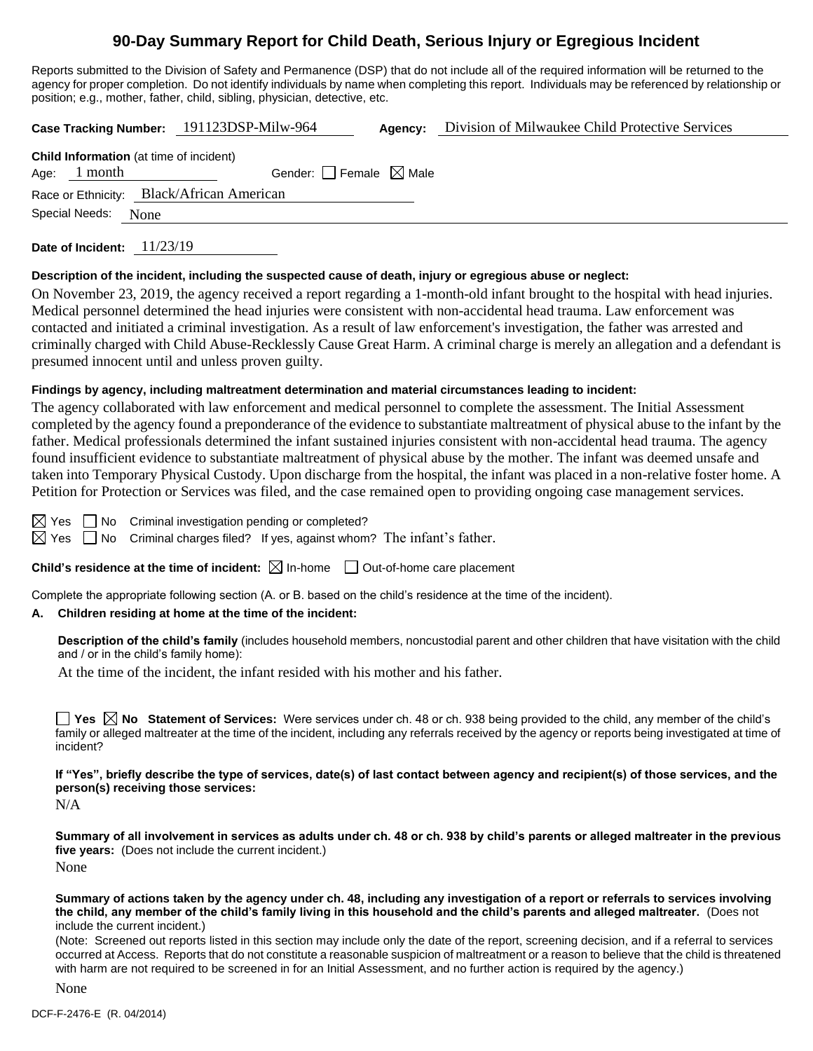# 90-Day Summary Report for Child Death, Serious Injury or Egregious Incident

Reports submitted to the Division of Safety and Permanence (DSP) that do not include all of the required information will be returned to the agency for proper completion. Do not identify individuals by name when completing this report. Individuals may be referenced by relationship or position; e.g., mother, father, child, sibling, physician, detective, etc.

**Case Tracking Number:** 191123DSP-Milw-964 **Agency:** Division of Milwaukee Child Protective Services

**Child Information** (at time of incident)

Age: 1 month Gender: ☐ Female ☒ Male

Race or Ethnicity: Black/African American

Special Needs: None

**Date of Incident:** 11/23/19

**Description of the incident, including the suspected cause of death, injury or egregious abuse or neglect:**

On November 23, 2019, the agency received a report regarding a 1-month-old infant brought to the hospital with head injuries. Medical personnel determined the head injuries were consistent with non-accidental head trauma. Law enforcement was contacted and initiated a criminal investigation. As a result of law enforcement's investigation, the father was arrested and criminally charged with Child Abuse-Recklessly Cause Great Harm. A criminal charge is merely an allegation and a defendant is presumed innocent until and unless proven guilty.

**Findings by agency, including maltreatment determination and material circumstances leading to incident:**

The agency collaborated with law enforcement and medical personnel to complete the assessment. The Initial Assessment completed by the agency found a preponderance of the evidence to substantiate maltreatment of physical abuse to the infant by the father. Medical professionals determined the infant sustained injuries consistent with non-accidental head trauma. The agency found insufficient evidence to substantiate maltreatment of physical abuse by the mother. The infant was deemed unsafe and taken into Temporary Physical Custody. Upon discharge from the hospital, the infant was placed in a non-relative foster home. A Petition for Protection or Services was filed, and the case remained open to providing ongoing case management services.

☒ Yes ☐ No Criminal investigation pending or completed?

☒ Yes ☐ No Criminal charges filed? If yes, against whom? The infant's father.

**Child's residence at the time of incident:** ☒ In-home ☐ Out-of-home care placement

Complete the appropriate following section (A. or B. based on the child's residence at the time of the incident).

**A. Children residing at home at the time of the incident:**

**Description of the child's family** (includes household members, noncustodial parent and other children that have visitation with the child and / or in the child's family home):

At the time of the incident, the infant resided with his mother and his father.

☐ **Yes** ☒ **No** **Statement of Services:** Were services under ch. 48 or ch. 938 being provided to the child, any member of the child's family or alleged maltreater at the time of the incident, including any referrals received by the agency or reports being investigated at time of incident?

**If "Yes", briefly describe the type of services, date(s) of last contact between agency and recipient(s) of those services, and the person(s) receiving those services:**

N/A

**Summary of all involvement in services as adults under ch. 48 or ch. 938 by child's parents or alleged maltreater in the previous five years:** (Does not include the current incident.)

None

**Summary of actions taken by the agency under ch. 48, including any investigation of a report or referrals to services involving the child, any member of the child's family living in this household and the child's parents and alleged maltreater.** (Does not include the current incident.)

(Note: Screened out reports listed in this section may include only the date of the report, screening decision, and if a referral to services occurred at Access. Reports that do not constitute a reasonable suspicion of maltreatment or a reason to believe that the child is threatened with harm are not required to be screened in for an Initial Assessment, and no further action is required by the agency.)

None

DCF-F-2476-E (R. 04/2014)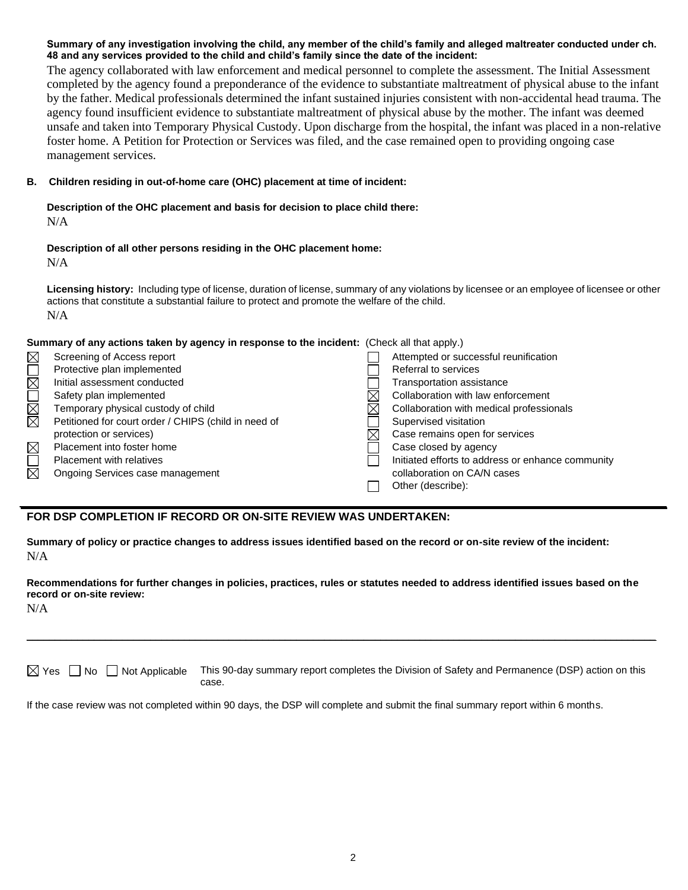**Summary of any investigation involving the child, any member of the child's family and alleged maltreater conducted under ch. 48 and any services provided to the child and child's family since the date of the incident:**

The agency collaborated with law enforcement and medical personnel to complete the assessment. The Initial Assessment completed by the agency found a preponderance of the evidence to substantiate maltreatment of physical abuse to the infant by the father. Medical professionals determined the infant sustained injuries consistent with non-accidental head trauma. The agency found insufficient evidence to substantiate maltreatment of physical abuse by the mother. The infant was deemed unsafe and taken into Temporary Physical Custody. Upon discharge from the hospital, the infant was placed in a non-relative foster home. A Petition for Protection or Services was filed, and the case remained open to providing ongoing case management services.

**B. Children residing in out-of-home care (OHC) placement at time of incident:**

**Description of the OHC placement and basis for decision to place child there:**
N/A

**Description of all other persons residing in the OHC placement home:**
N/A

**Licensing history:** Including type of license, duration of license, summary of any violations by licensee or an employee of licensee or other actions that constitute a substantial failure to protect and promote the welfare of the child.
N/A

**Summary of any actions taken by agency in response to the incident:** (Check all that apply.)

- ☒ Screening of Access report
- ☐ Protective plan implemented
- ☒ Initial assessment conducted
- ☐ Safety plan implemented
- ☒ Temporary physical custody of child
- ☒ Petitioned for court order / CHIPS (child in need of protection or services)
- ☒ Placement into foster home
- ☐ Placement with relatives
- ☒ Ongoing Services case management
- ☐ Attempted or successful reunification
- ☐ Referral to services
- ☐ Transportation assistance
- ☒ Collaboration with law enforcement
- ☒ Collaboration with medical professionals
- ☐ Supervised visitation
- ☒ Case remains open for services
- ☐ Case closed by agency
- ☐ Initiated efforts to address or enhance community collaboration on CA/N cases
- ☐ Other (describe):

## FOR DSP COMPLETION IF RECORD OR ON-SITE REVIEW WAS UNDERTAKEN:

**Summary of policy or practice changes to address issues identified based on the record or on-site review of the incident:**
N/A

**Recommendations for further changes in policies, practices, rules or statutes needed to address identified issues based on the record or on-site review:**
N/A

---

☒ Yes ☐ No ☐ Not Applicable This 90-day summary report completes the Division of Safety and Permanence (DSP) action on this case.

If the case review was not completed within 90 days, the DSP will complete and submit the final summary report within 6 months.